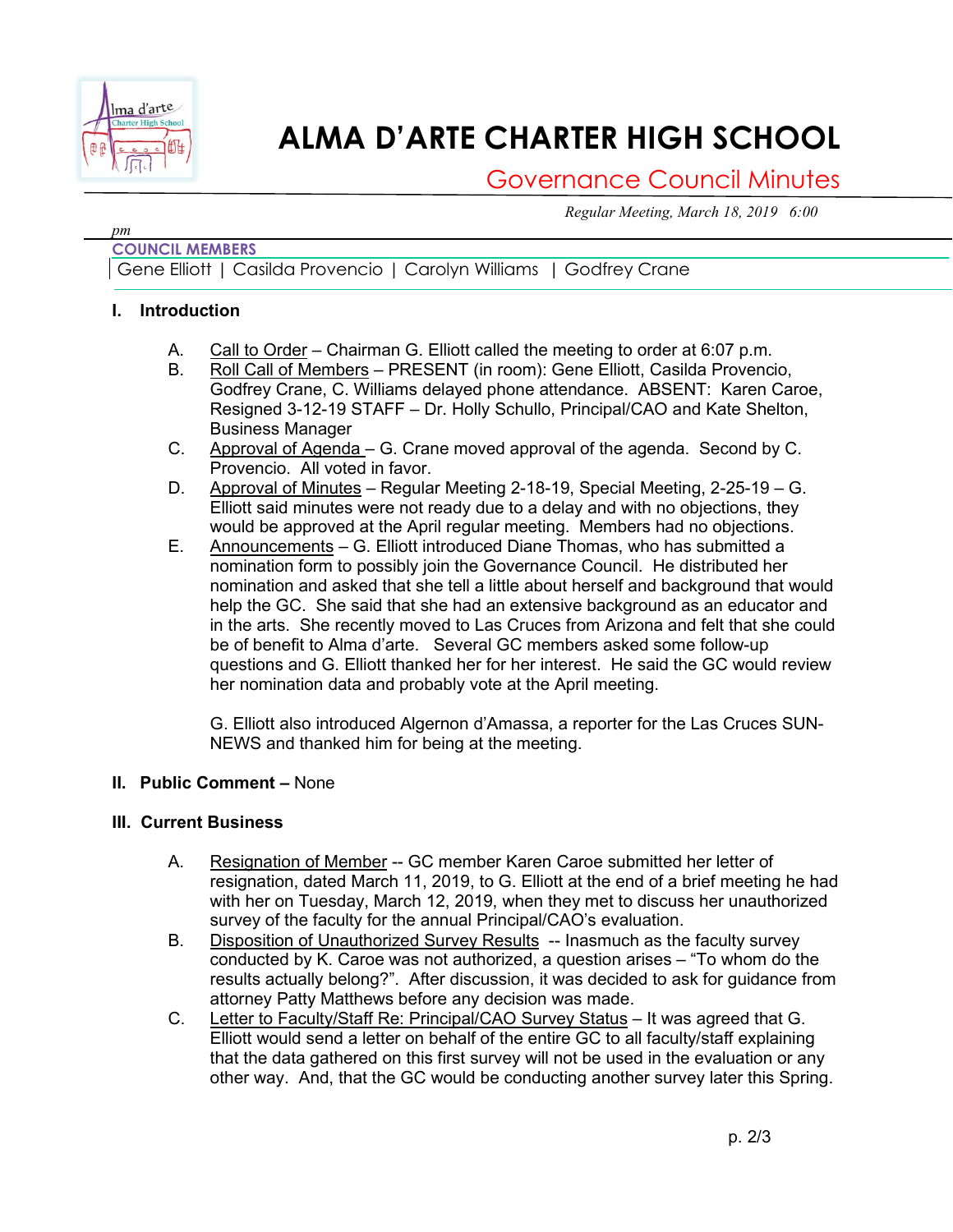# ALMA D'ARTE CHARTER HIGH SCHOOL

## Governance Council Minutes

*Regular Meeting, March 18, 2019 6:00 pm*

**COUNCIL MEMBERS**

Gene Elliott | Casilda Provencio | Carolyn Williams | Godfrey Crane

## I. Introduction

A. Call to Order – Chairman G. Elliott called the meeting to order at 6:07 p.m.

B. Roll Call of Members – PRESENT (in room): Gene Elliott, Casilda Provencio, Godfrey Crane, C. Williams delayed phone attendance. ABSENT: Karen Caroe, Resigned 3-12-19 STAFF – Dr. Holly Schullo, Principal/CAO and Kate Shelton, Business Manager

C. Approval of Agenda – G. Crane moved approval of the agenda. Second by C. Provencio. All voted in favor.

D. Approval of Minutes – Regular Meeting 2-18-19, Special Meeting, 2-25-19 – G. Elliott said minutes were not ready due to a delay and with no objections, they would be approved at the April regular meeting. Members had no objections.

E. Announcements – G. Elliott introduced Diane Thomas, who has submitted a nomination form to possibly join the Governance Council. He distributed her nomination and asked that she tell a little about herself and background that would help the GC. She said that she had an extensive background as an educator and in the arts. She recently moved to Las Cruces from Arizona and felt that she could be of benefit to Alma d'arte. Several GC members asked some follow-up questions and G. Elliott thanked her for her interest. He said the GC would review her nomination data and probably vote at the April meeting.

   G. Elliott also introduced Algernon d'Amassa, a reporter for the Las Cruces SUN-NEWS and thanked him for being at the meeting.

## II. Public Comment – None

## III. Current Business

A. Resignation of Member -- GC member Karen Caroe submitted her letter of resignation, dated March 11, 2019, to G. Elliott at the end of a brief meeting he had with her on Tuesday, March 12, 2019, when they met to discuss her unauthorized survey of the faculty for the annual Principal/CAO's evaluation.

B. Disposition of Unauthorized Survey Results -- Inasmuch as the faculty survey conducted by K. Caroe was not authorized, a question arises – "To whom do the results actually belong?". After discussion, it was decided to ask for guidance from attorney Patty Matthews before any decision was made.

C. Letter to Faculty/Staff Re: Principal/CAO Survey Status – It was agreed that G. Elliott would send a letter on behalf of the entire GC to all faculty/staff explaining that the data gathered on this first survey will not be used in the evaluation or any other way. And, that the GC would be conducting another survey later this Spring.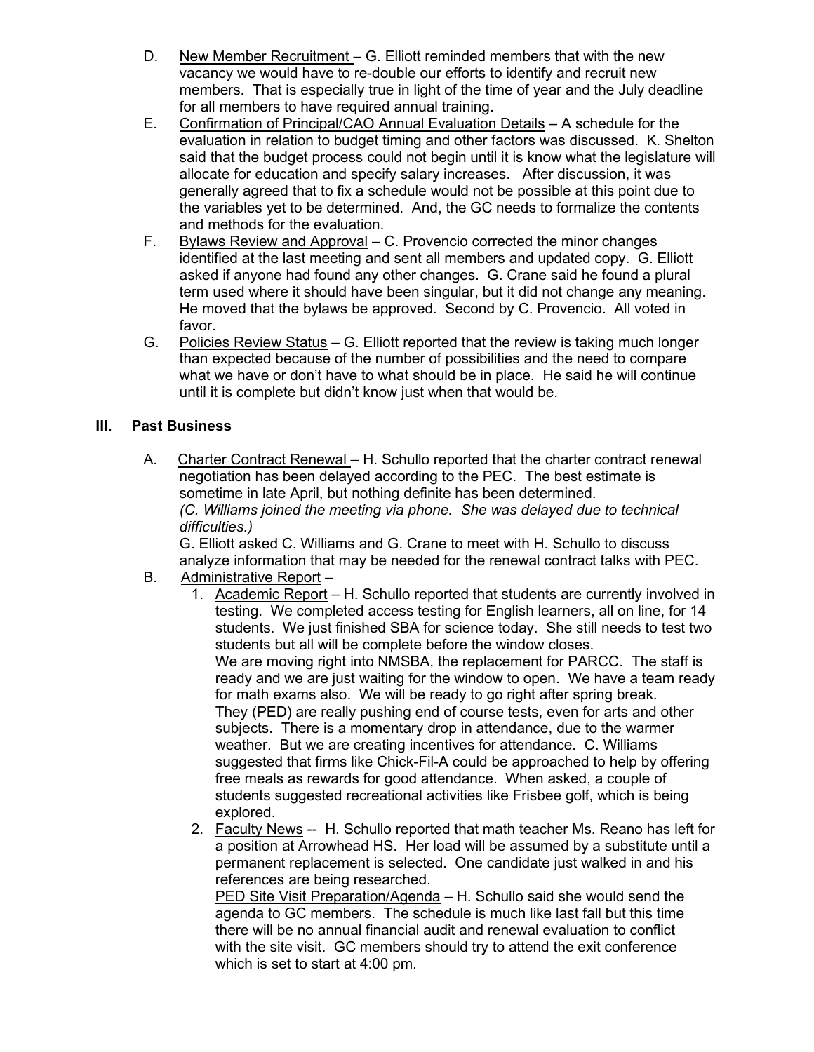D. New Member Recruitment – G. Elliott reminded members that with the new vacancy we would have to re-double our efforts to identify and recruit new members. That is especially true in light of the time of year and the July deadline for all members to have required annual training.

E. Confirmation of Principal/CAO Annual Evaluation Details – A schedule for the evaluation in relation to budget timing and other factors was discussed. K. Shelton said that the budget process could not begin until it is know what the legislature will allocate for education and specify salary increases. After discussion, it was generally agreed that to fix a schedule would not be possible at this point due to the variables yet to be determined. And, the GC needs to formalize the contents and methods for the evaluation.

F. Bylaws Review and Approval – C. Provencio corrected the minor changes identified at the last meeting and sent all members and updated copy. G. Elliott asked if anyone had found any other changes. G. Crane said he found a plural term used where it should have been singular, but it did not change any meaning. He moved that the bylaws be approved. Second by C. Provencio. All voted in favor.

G. Policies Review Status – G. Elliott reported that the review is taking much longer than expected because of the number of possibilities and the need to compare what we have or don't have to what should be in place. He said he will continue until it is complete but didn't know just when that would be.

## III. Past Business

A. Charter Contract Renewal – H. Schullo reported that the charter contract renewal negotiation has been delayed according to the PEC. The best estimate is sometime in late April, but nothing definite has been determined.
*(C. Williams joined the meeting via phone. She was delayed due to technical difficulties.)*
G. Elliott asked C. Williams and G. Crane to meet with H. Schullo to discuss analyze information that may be needed for the renewal contract talks with PEC.

B. Administrative Report –

1. Academic Report – H. Schullo reported that students are currently involved in testing. We completed access testing for English learners, all on line, for 14 students. We just finished SBA for science today. She still needs to test two students but all will be complete before the window closes.
We are moving right into NMSBA, the replacement for PARCC. The staff is ready and we are just waiting for the window to open. We have a team ready for math exams also. We will be ready to go right after spring break.
They (PED) are really pushing end of course tests, even for arts and other subjects. There is a momentary drop in attendance, due to the warmer weather. But we are creating incentives for attendance. C. Williams suggested that firms like Chick-Fil-A could be approached to help by offering free meals as rewards for good attendance. When asked, a couple of students suggested recreational activities like Frisbee golf, which is being explored.

2. Faculty News -- H. Schullo reported that math teacher Ms. Reano has left for a position at Arrowhead HS. Her load will be assumed by a substitute until a permanent replacement is selected. One candidate just walked in and his references are being researched.
PED Site Visit Preparation/Agenda – H. Schullo said she would send the agenda to GC members. The schedule is much like last fall but this time there will be no annual financial audit and renewal evaluation to conflict with the site visit. GC members should try to attend the exit conference which is set to start at 4:00 pm.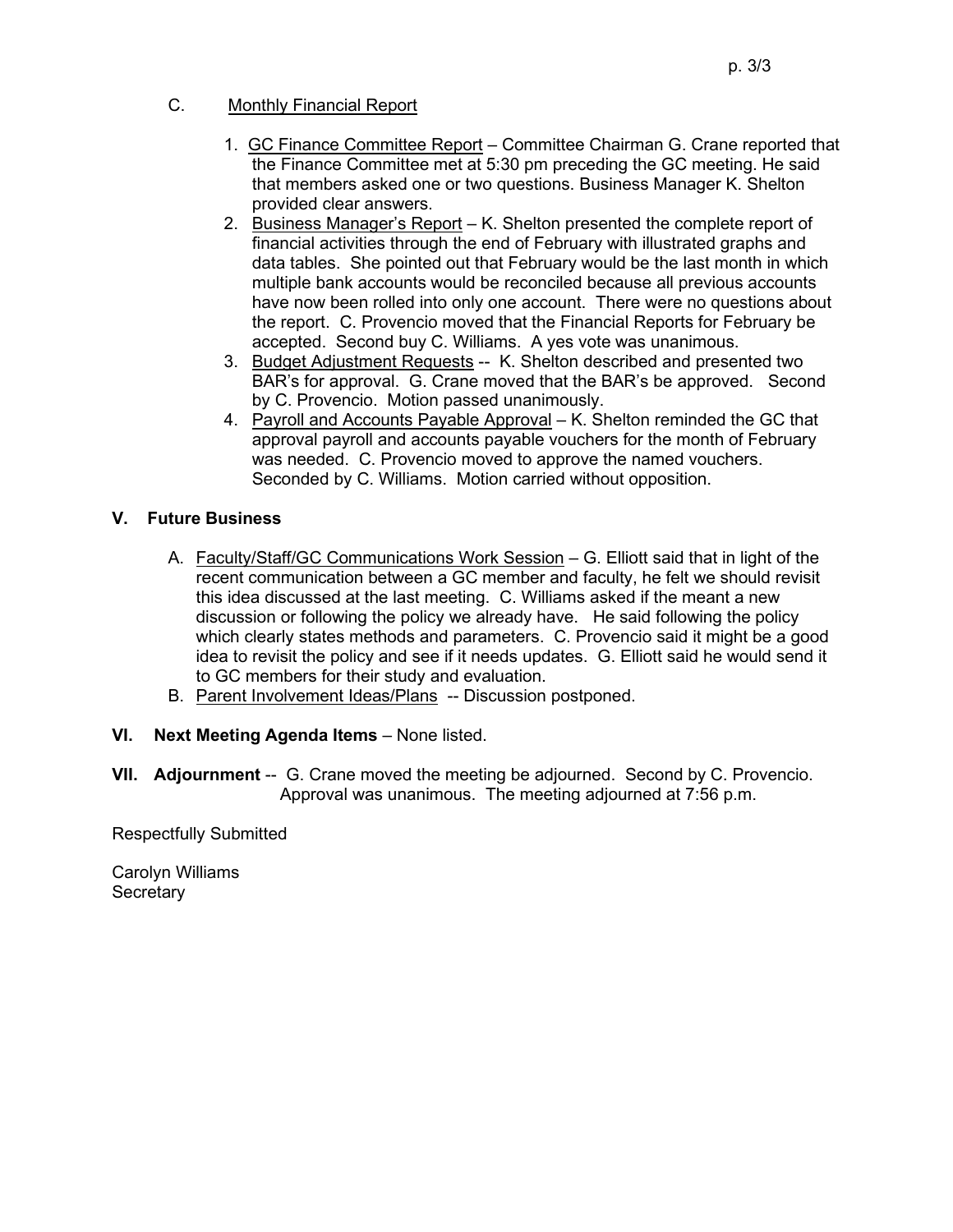C. <u>Monthly Financial Report</u>

1. <u>GC Finance Committee Report</u> – Committee Chairman G. Crane reported that the Finance Committee met at 5:30 pm preceding the GC meeting. He said that members asked one or two questions. Business Manager K. Shelton provided clear answers.
2. <u>Business Manager's Report</u> – K. Shelton presented the complete report of financial activities through the end of February with illustrated graphs and data tables. She pointed out that February would be the last month in which multiple bank accounts would be reconciled because all previous accounts have now been rolled into only one account. There were no questions about the report. C. Provencio moved that the Financial Reports for February be accepted. Second buy C. Williams. A yes vote was unanimous.
3. <u>Budget Adjustment Requests</u> -- K. Shelton described and presented two BAR's for approval. G. Crane moved that the BAR's be approved. Second by C. Provencio. Motion passed unanimously.
4. <u>Payroll and Accounts Payable Approval</u> – K. Shelton reminded the GC that approval payroll and accounts payable vouchers for the month of February was needed. C. Provencio moved to approve the named vouchers. Seconded by C. Williams. Motion carried without opposition.

## V. Future Business

A. <u>Faculty/Staff/GC Communications Work Session</u> – G. Elliott said that in light of the recent communication between a GC member and faculty, he felt we should revisit this idea discussed at the last meeting. C. Williams asked if the meant a new discussion or following the policy we already have. He said following the policy which clearly states methods and parameters. C. Provencio said it might be a good idea to revisit the policy and see if it needs updates. G. Elliott said he would send it to GC members for their study and evaluation.

B. <u>Parent Involvement Ideas/Plans</u> -- Discussion postponed.

**VI. Next Meeting Agenda Items** – None listed.

**VII. Adjournment** -- G. Crane moved the meeting be adjourned. Second by C. Provencio. Approval was unanimous. The meeting adjourned at 7:56 p.m.

Respectfully Submitted

Carolyn Williams
Secretary